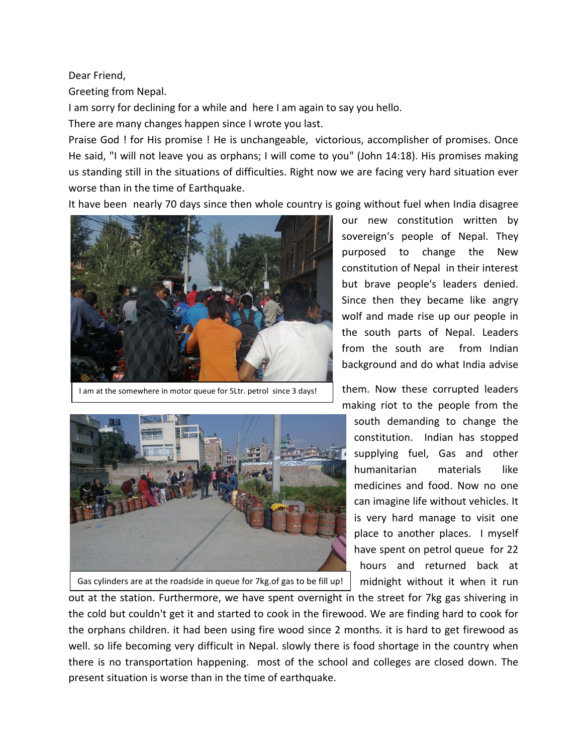Dear Friend,

Greeting from Nepal.

I am sorry for declining for a while and here I am again to say you hello.

There are many changes happen since I wrote you last.

Praise God ! for His promise ! He is unchangeable, victorious, accomplisher of promises. Once He said, "I will not leave you as orphans; I will come to you" (John 14:18). His promises making us standing still in the situations of difficulties. Right now we are facing very hard situation ever worse than in the time of Earthquake.

It have been nearly 70 days since then whole country is going without fuel when India disagree our new constitution written by sovereign's people of Nepal. They purposed to change the New constitution of Nepal in their interest but brave people's leaders denied. Since then they became like angry wolf and made rise up our people in the south parts of Nepal. Leaders from the south are from Indian background and do what India advise them. Now these corrupted leaders making riot to the people from the south demanding to change the constitution. Indian has stopped supplying fuel, Gas and other humanitarian materials like medicines and food. Now no one can imagine life without vehicles. It is very hard manage to visit one place to another places. I myself have spent on petrol queue for 22 hours and returned back at midnight without it when it run out at the station. Furthermore, we have spent overnight in the street for 7kg gas shivering in the cold but couldn't get it and started to cook in the firewood. We are finding hard to cook for the orphans children. it had been using fire wood since 2 months. it is hard to get firewood as well. so life becoming very difficult in Nepal. slowly there is food shortage in the country when there is no transportation happening. most of the school and colleges are closed down. The present situation is worse than in the time of earthquake.

I am at the somewhere in motor queue for 5Ltr. petrol since 3 days!

Gas cylinders are at the roadside in queue for 7kg.of gas to be fill up!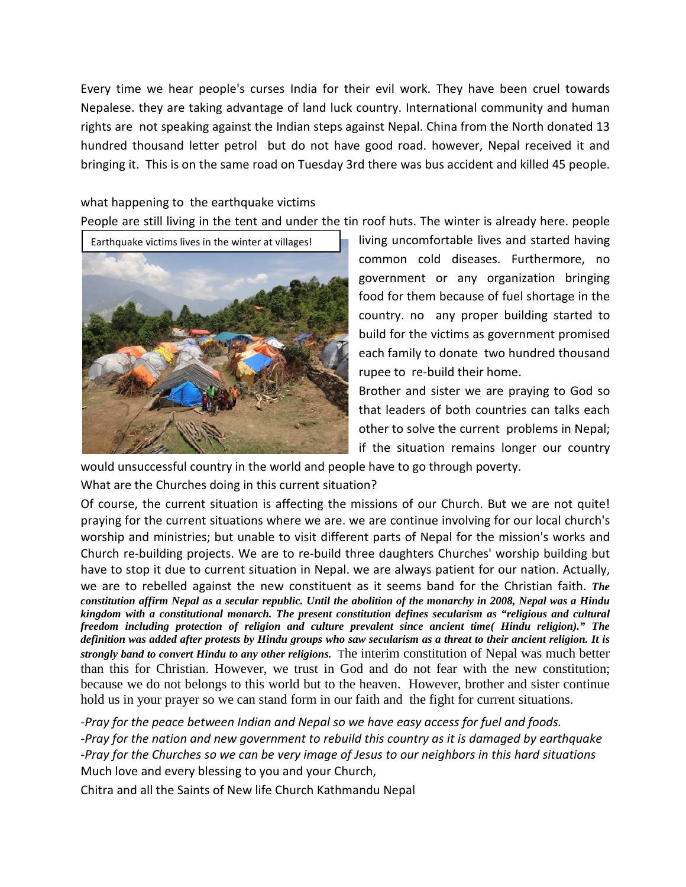Every time we hear people's curses India for their evil work. They have been cruel towards Nepalese. they are taking advantage of land luck country. International community and human rights are not speaking against the Indian steps against Nepal. China from the North donated 13 hundred thousand letter petrol but do not have good road. however, Nepal received it and bringing it. This is on the same road on Tuesday 3rd there was bus accident and killed 45 people.

what happening to the earthquake victims

People are still living in the tent and under the tin roof huts. The winter is already here. people living uncomfortable lives and started having common cold diseases. Furthermore, no government or any organization bringing food for them because of fuel shortage in the country. no any proper building started to build for the victims as government promised each family to donate two hundred thousand rupee to re-build their home.

Earthquake victims lives in the winter at villages!

Brother and sister we are praying to God so that leaders of both countries can talks each other to solve the current problems in Nepal; if the situation remains longer our country would unsuccessful country in the world and people have to go through poverty.

What are the Churches doing in this current situation?

Of course, the current situation is affecting the missions of our Church. But we are not quite! praying for the current situations where we are. we are continue involving for our local church's worship and ministries; but unable to visit different parts of Nepal for the mission's works and Church re-building projects. We are to re-build three daughters Churches' worship building but have to stop it due to current situation in Nepal. we are always patient for our nation. Actually, we are to rebelled against the new constituent as it seems band for the Christian faith. ***The constitution affirm Nepal as a secular republic. Until the abolition of the monarchy in 2008, Nepal was a Hindu kingdom with a constitutional monarch. The present constitution defines secularism as "religious and cultural freedom including protection of religion and culture prevalent since ancient time( Hindu religion)." The definition was added after protests by Hindu groups who saw secularism as a threat to their ancient religion. It is strongly band to convert Hindu to any other religions.*** The interim constitution of Nepal was much better than this for Christian. However, we trust in God and do not fear with the new constitution; because we do not belongs to this world but to the heaven. However, brother and sister continue hold us in your prayer so we can stand form in our faith and the fight for current situations.

*-Pray for the peace between Indian and Nepal so we have easy access for fuel and foods.*
*-Pray for the nation and new government to rebuild this country as it is damaged by earthquake*
*-Pray for the Churches so we can be very image of Jesus to our neighbors in this hard situations*

Much love and every blessing to you and your Church,

Chitra and all the Saints of New life Church Kathmandu Nepal